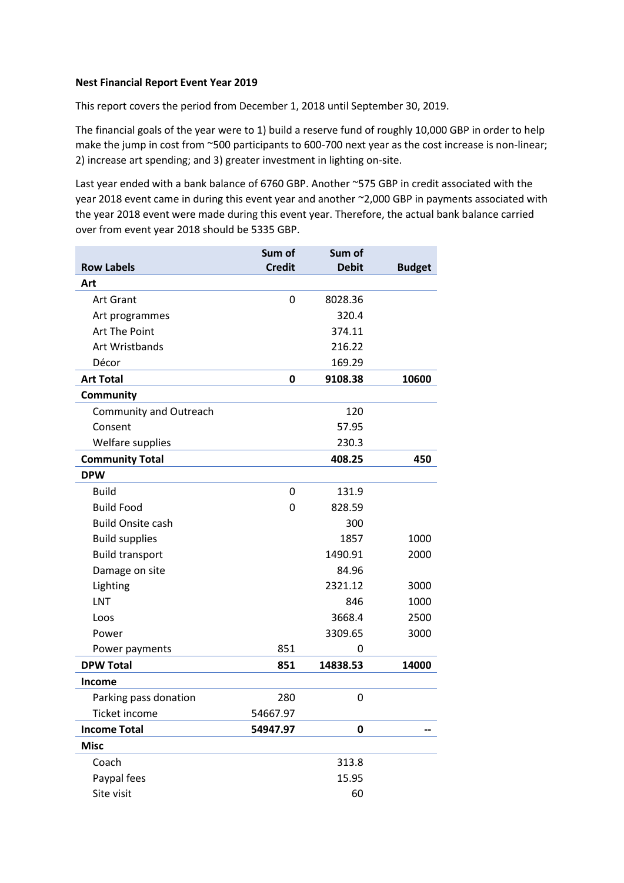**Nest Financial Report Event Year 2019**

This report covers the period from December 1, 2018 until September 30, 2019.

The financial goals of the year were to 1) build a reserve fund of roughly 10,000 GBP in order to help make the jump in cost from ~500 participants to 600-700 next year as the cost increase is non-linear; 2) increase art spending; and 3) greater investment in lighting on-site.

Last year ended with a bank balance of 6760 GBP. Another ~575 GBP in credit associated with the year 2018 event came in during this event year and another ~2,000 GBP in payments associated with the year 2018 event were made during this event year. Therefore, the actual bank balance carried over from event year 2018 should be 5335 GBP.

| Row Labels | Sum of Credit | Sum of Debit | Budget |
|---|---|---|---|
| **Art** | | | |
| Art Grant | 0 | 8028.36 | |
| Art programmes | | 320.4 | |
| Art The Point | | 374.11 | |
| Art Wristbands | | 216.22 | |
| Décor | | 169.29 | |
| **Art Total** | **0** | **9108.38** | **10600** |
| **Community** | | | |
| Community and Outreach | | 120 | |
| Consent | | 57.95 | |
| Welfare supplies | | 230.3 | |
| **Community Total** | | **408.25** | **450** |
| **DPW** | | | |
| Build | 0 | 131.9 | |
| Build Food | 0 | 828.59 | |
| Build Onsite cash | | 300 | |
| Build supplies | | 1857 | 1000 |
| Build transport | | 1490.91 | 2000 |
| Damage on site | | 84.96 | |
| Lighting | | 2321.12 | 3000 |
| LNT | | 846 | 1000 |
| Loos | | 3668.4 | 2500 |
| Power | | 3309.65 | 3000 |
| Power payments | 851 | 0 | |
| **DPW Total** | **851** | **14838.53** | **14000** |
| **Income** | | | |
| Parking pass donation | 280 | 0 | |
| Ticket income | 54667.97 | | |
| **Income Total** | **54947.97** | **0** | **--** |
| **Misc** | | | |
| Coach | | 313.8 | |
| Paypal fees | | 15.95 | |
| Site visit | | 60 | |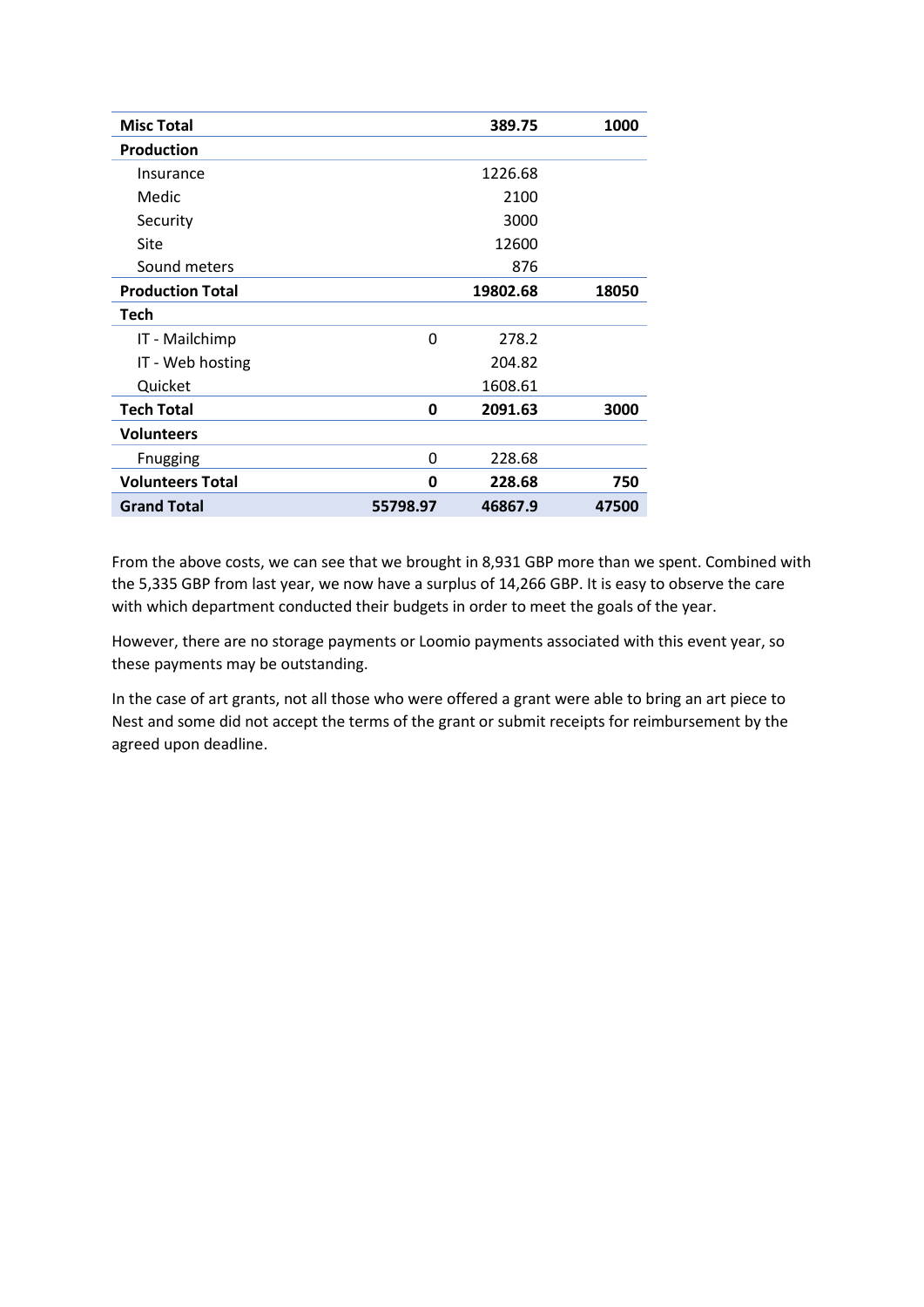| | | | |
|---|---|---|---|
| **Misc Total** | | **389.75** | **1000** |
| **Production** | | | |
| Insurance | | 1226.68 | |
| Medic | | 2100 | |
| Security | | 3000 | |
| Site | | 12600 | |
| Sound meters | | 876 | |
| **Production Total** | | **19802.68** | **18050** |
| **Tech** | | | |
| IT - Mailchimp | 0 | 278.2 | |
| IT - Web hosting | | 204.82 | |
| Quicket | | 1608.61 | |
| **Tech Total** | **0** | **2091.63** | **3000** |
| **Volunteers** | | | |
| Fnugging | 0 | 228.68 | |
| **Volunteers Total** | **0** | **228.68** | **750** |
| **Grand Total** | **55798.97** | **46867.9** | **47500** |

From the above costs, we can see that we brought in 8,931 GBP more than we spent. Combined with the 5,335 GBP from last year, we now have a surplus of 14,266 GBP. It is easy to observe the care with which department conducted their budgets in order to meet the goals of the year.

However, there are no storage payments or Loomio payments associated with this event year, so these payments may be outstanding.

In the case of art grants, not all those who were offered a grant were able to bring an art piece to Nest and some did not accept the terms of the grant or submit receipts for reimbursement by the agreed upon deadline.